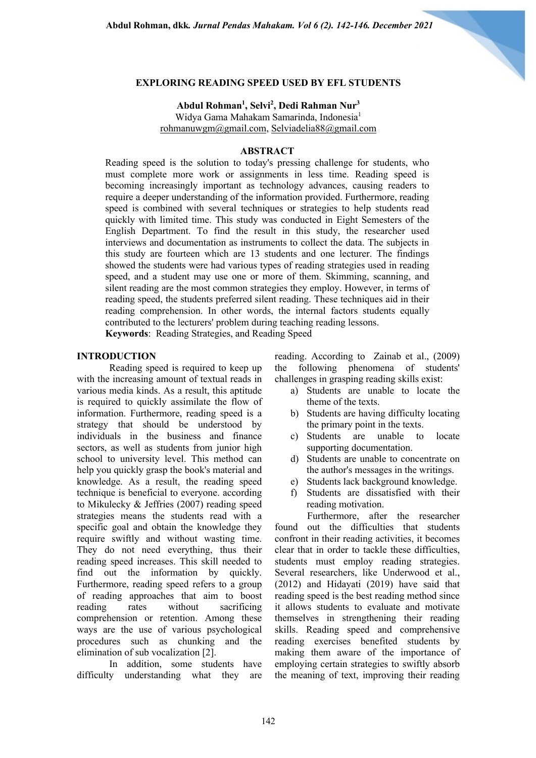# EXPLORING READING SPEED USED BY EFL STUDENTS

**Abdul Rohman[1], Selvi[2], Dedi Rahman Nur[3]**

Widya Gama Mahakam Samarinda, Indonesia[1]

rohmanuwgm@gmail.com, Selviadelia88@gmail.com

## ABSTRACT

Reading speed is the solution to today's pressing challenge for students, who must complete more work or assignments in less time. Reading speed is becoming increasingly important as technology advances, causing readers to require a deeper understanding of the information provided. Furthermore, reading speed is combined with several techniques or strategies to help students read quickly with limited time. This study was conducted in Eight Semesters of the English Department. To find the result in this study, the researcher used interviews and documentation as instruments to collect the data. The subjects in this study are fourteen which are 13 students and one lecturer. The findings showed the students were had various types of reading strategies used in reading speed, and a student may use one or more of them. Skimming, scanning, and silent reading are the most common strategies they employ. However, in terms of reading speed, the students preferred silent reading. These techniques aid in their reading comprehension. In other words, the internal factors students equally contributed to the lecturers' problem during teaching reading lessons.

**Keywords**: Reading Strategies, and Reading Speed

## INTRODUCTION

Reading speed is required to keep up with the increasing amount of textual reads in various media kinds. As a result, this aptitude is required to quickly assimilate the flow of information. Furthermore, reading speed is a strategy that should be understood by individuals in the business and finance sectors, as well as students from junior high school to university level. This method can help you quickly grasp the book's material and knowledge. As a result, the reading speed technique is beneficial to everyone. according to Mikulecky & Jeffries (2007) reading speed strategies means the students read with a specific goal and obtain the knowledge they require swiftly and without wasting time. They do not need everything, thus their reading speed increases. This skill needed to find out the information by quickly. Furthermore, reading speed refers to a group of reading approaches that aim to boost reading rates without sacrificing comprehension or retention. Among these ways are the use of various psychological procedures such as chunking and the elimination of sub vocalization [2].

In addition, some students have difficulty understanding what they are reading. According to Zainab et al., (2009) the following phenomena of students' challenges in grasping reading skills exist:

a) Students are unable to locate the theme of the texts.
b) Students are having difficulty locating the primary point in the texts.
c) Students are unable to locate supporting documentation.
d) Students are unable to concentrate on the author's messages in the writings.
e) Students lack background knowledge.
f) Students are dissatisfied with their reading motivation.

Furthermore, after the researcher found out the difficulties that students confront in their reading activities, it becomes clear that in order to tackle these difficulties, students must employ reading strategies. Several researchers, like Underwood et al., (2012) and Hidayati (2019) have said that reading speed is the best reading method since it allows students to evaluate and motivate themselves in strengthening their reading skills. Reading speed and comprehensive reading exercises benefited students by making them aware of the importance of employing certain strategies to swiftly absorb the meaning of text, improving their reading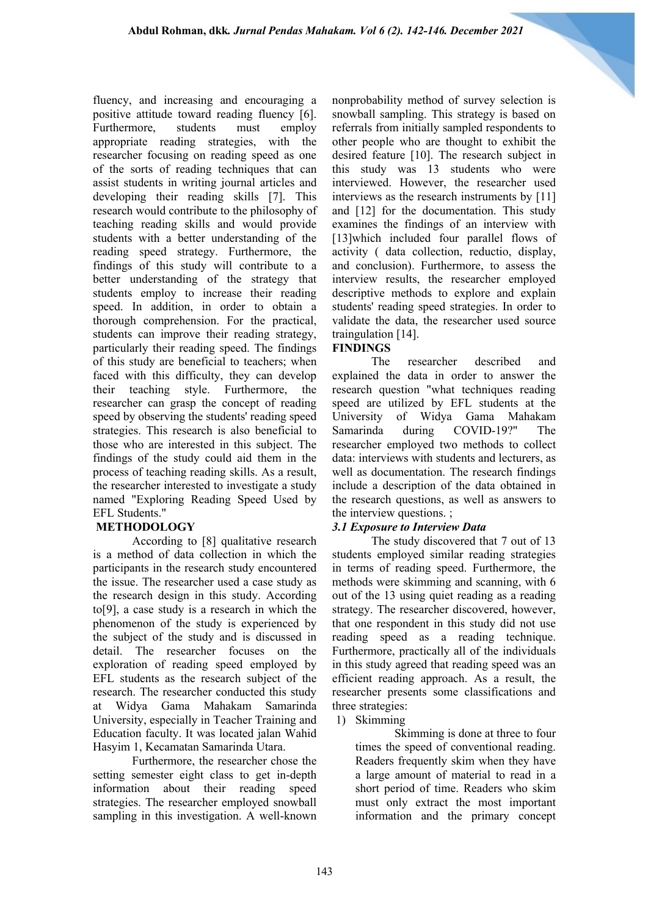fluency, and increasing and encouraging a positive attitude toward reading fluency [6]. Furthermore, students must employ appropriate reading strategies, with the researcher focusing on reading speed as one of the sorts of reading techniques that can assist students in writing journal articles and developing their reading skills [7]. This research would contribute to the philosophy of teaching reading skills and would provide students with a better understanding of the reading speed strategy. Furthermore, the findings of this study will contribute to a better understanding of the strategy that students employ to increase their reading speed. In addition, in order to obtain a thorough comprehension. For the practical, students can improve their reading strategy, particularly their reading speed. The findings of this study are beneficial to teachers; when faced with this difficulty, they can develop their teaching style. Furthermore, the researcher can grasp the concept of reading speed by observing the students' reading speed strategies. This research is also beneficial to those who are interested in this subject. The findings of the study could aid them in the process of teaching reading skills. As a result, the researcher interested to investigate a study named "Exploring Reading Speed Used by EFL Students."

## METHODOLOGY

According to [8] qualitative research is a method of data collection in which the participants in the research study encountered the issue. The researcher used a case study as the research design in this study. According to[9], a case study is a research in which the phenomenon of the study is experienced by the subject of the study and is discussed in detail. The researcher focuses on the exploration of reading speed employed by EFL students as the research subject of the research. The researcher conducted this study at Widya Gama Mahakam Samarinda University, especially in Teacher Training and Education faculty. It was located jalan Wahid Hasyim 1, Kecamatan Samarinda Utara.

Furthermore, the researcher chose the setting semester eight class to get in-depth information about their reading speed strategies. The researcher employed snowball sampling in this investigation. A well-known nonprobability method of survey selection is snowball sampling. This strategy is based on referrals from initially sampled respondents to other people who are thought to exhibit the desired feature [10]. The research subject in this study was 13 students who were interviewed. However, the researcher used interviews as the research instruments by [11] and [12] for the documentation. This study examines the findings of an interview with [13]which included four parallel flows of activity ( data collection, reductio, display, and conclusion). Furthermore, to assess the interview results, the researcher employed descriptive methods to explore and explain students' reading speed strategies. In order to validate the data, the researcher used source traingulation [14].

## FINDINGS

The researcher described and explained the data in order to answer the research question "what techniques reading speed are utilized by EFL students at the University of Widya Gama Mahakam Samarinda during COVID-19?" The researcher employed two methods to collect data: interviews with students and lecturers, as well as documentation. The research findings include a description of the data obtained in the research questions, as well as answers to the interview questions. ;

### *3.1 Exposure to Interview Data*

The study discovered that 7 out of 13 students employed similar reading strategies in terms of reading speed. Furthermore, the methods were skimming and scanning, with 6 out of the 13 using quiet reading as a reading strategy. The researcher discovered, however, that one respondent in this study did not use reading speed as a reading technique. Furthermore, practically all of the individuals in this study agreed that reading speed was an efficient reading approach. As a result, the researcher presents some classifications and three strategies:

1) Skimming

   Skimming is done at three to four times the speed of conventional reading. Readers frequently skim when they have a large amount of material to read in a short period of time. Readers who skim must only extract the most important information and the primary concept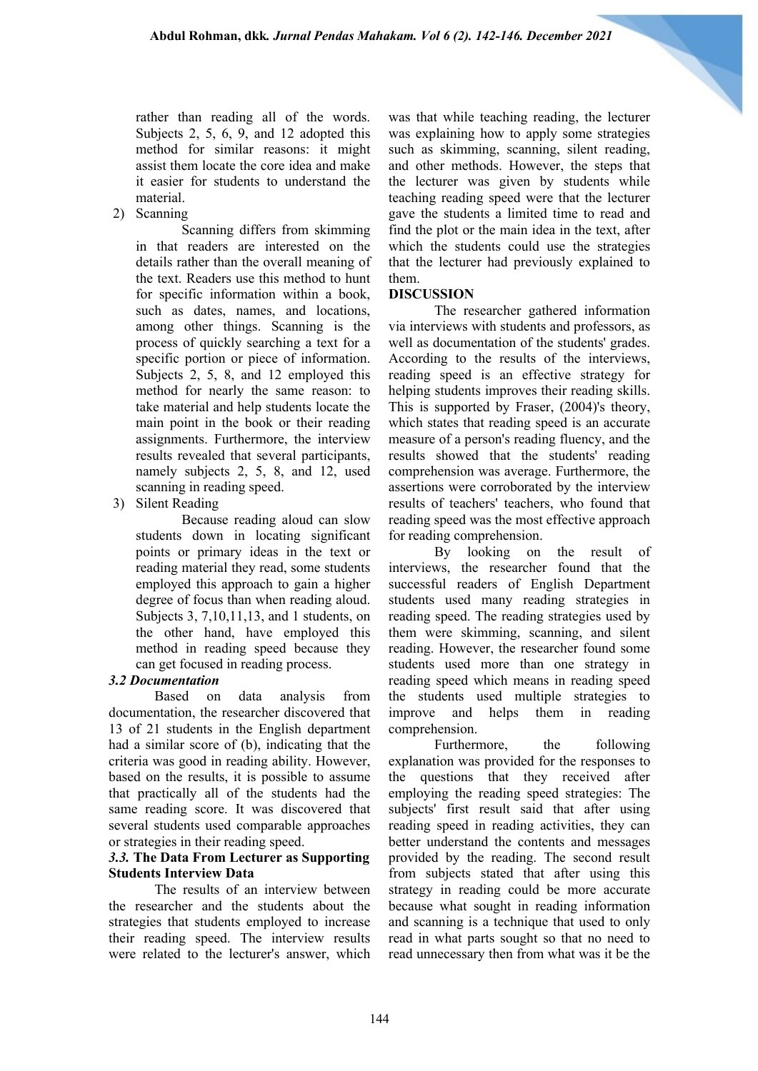rather than reading all of the words. Subjects 2, 5, 6, 9, and 12 adopted this method for similar reasons: it might assist them locate the core idea and make it easier for students to understand the material.

2) Scanning

Scanning differs from skimming in that readers are interested on the details rather than the overall meaning of the text. Readers use this method to hunt for specific information within a book, such as dates, names, and locations, among other things. Scanning is the process of quickly searching a text for a specific portion or piece of information. Subjects 2, 5, 8, and 12 employed this method for nearly the same reason: to take material and help students locate the main point in the book or their reading assignments. Furthermore, the interview results revealed that several participants, namely subjects 2, 5, 8, and 12, used scanning in reading speed.

3) Silent Reading

Because reading aloud can slow students down in locating significant points or primary ideas in the text or reading material they read, some students employed this approach to gain a higher degree of focus than when reading aloud. Subjects 3, 7,10,11,13, and 1 students, on the other hand, have employed this method in reading speed because they can get focused in reading process.

### *3.2 Documentation*

Based on data analysis from documentation, the researcher discovered that 13 of 21 students in the English department had a similar score of (b), indicating that the criteria was good in reading ability. However, based on the results, it is possible to assume that practically all of the students had the same reading score. It was discovered that several students used comparable approaches or strategies in their reading speed.

### *3.3.* **The Data From Lecturer as Supporting Students Interview Data**

The results of an interview between the researcher and the students about the strategies that students employed to increase their reading speed. The interview results were related to the lecturer's answer, which was that while teaching reading, the lecturer was explaining how to apply some strategies such as skimming, scanning, silent reading, and other methods. However, the steps that the lecturer was given by students while teaching reading speed were that the lecturer gave the students a limited time to read and find the plot or the main idea in the text, after which the students could use the strategies that the lecturer had previously explained to them.

## DISCUSSION

The researcher gathered information via interviews with students and professors, as well as documentation of the students' grades. According to the results of the interviews, reading speed is an effective strategy for helping students improves their reading skills. This is supported by Fraser, (2004)'s theory, which states that reading speed is an accurate measure of a person's reading fluency, and the results showed that the students' reading comprehension was average. Furthermore, the assertions were corroborated by the interview results of teachers' teachers, who found that reading speed was the most effective approach for reading comprehension.

By looking on the result of interviews, the researcher found that the successful readers of English Department students used many reading strategies in reading speed. The reading strategies used by them were skimming, scanning, and silent reading. However, the researcher found some students used more than one strategy in reading speed which means in reading speed the students used multiple strategies to improve and helps them in reading comprehension.

Furthermore, the following explanation was provided for the responses to the questions that they received after employing the reading speed strategies: The subjects' first result said that after using reading speed in reading activities, they can better understand the contents and messages provided by the reading. The second result from subjects stated that after using this strategy in reading could be more accurate because what sought in reading information and scanning is a technique that used to only read in what parts sought so that no need to read unnecessary then from what was it be the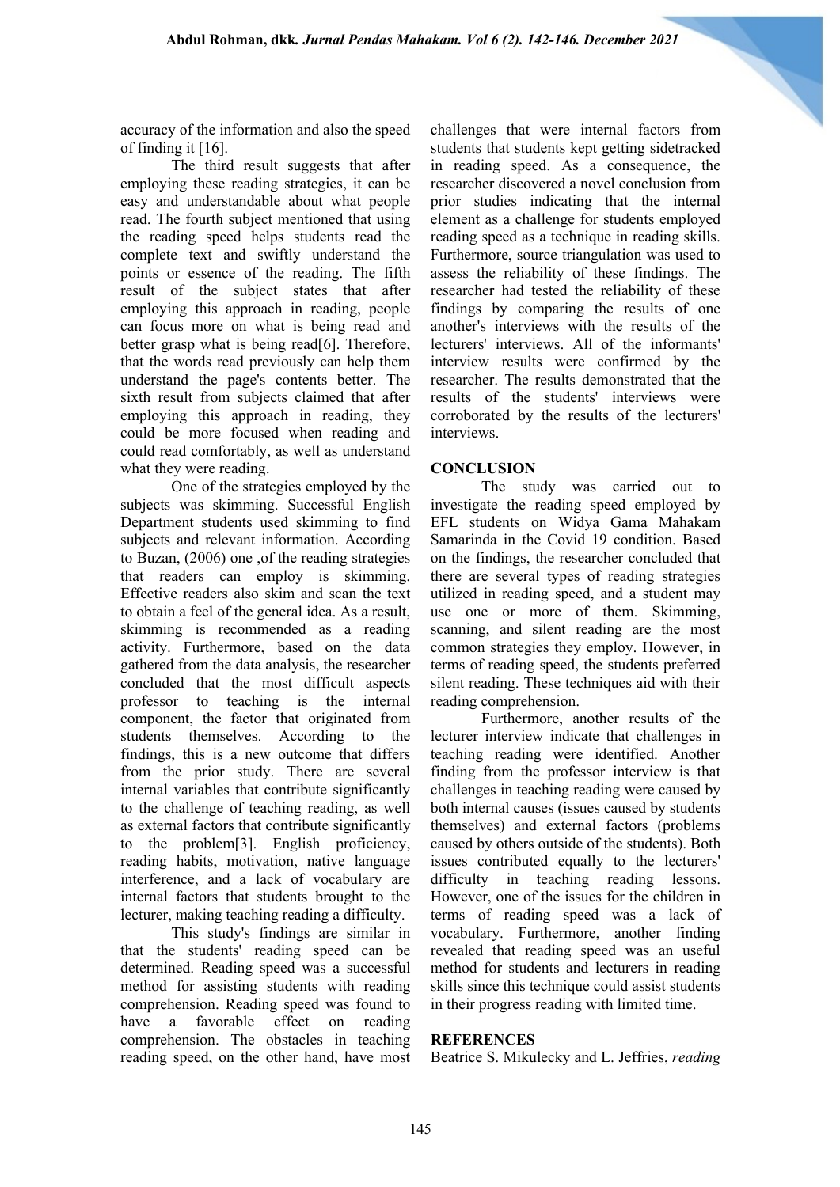accuracy of the information and also the speed of finding it [16].

The third result suggests that after employing these reading strategies, it can be easy and understandable about what people read. The fourth subject mentioned that using the reading speed helps students read the complete text and swiftly understand the points or essence of the reading. The fifth result of the subject states that after employing this approach in reading, people can focus more on what is being read and better grasp what is being read[6]. Therefore, that the words read previously can help them understand the page's contents better. The sixth result from subjects claimed that after employing this approach in reading, they could be more focused when reading and could read comfortably, as well as understand what they were reading.

One of the strategies employed by the subjects was skimming. Successful English Department students used skimming to find subjects and relevant information. According to Buzan, (2006) one ,of the reading strategies that readers can employ is skimming. Effective readers also skim and scan the text to obtain a feel of the general idea. As a result, skimming is recommended as a reading activity. Furthermore, based on the data gathered from the data analysis, the researcher concluded that the most difficult aspects professor to teaching is the internal component, the factor that originated from students themselves. According to the findings, this is a new outcome that differs from the prior study. There are several internal variables that contribute significantly to the challenge of teaching reading, as well as external factors that contribute significantly to the problem[3]. English proficiency, reading habits, motivation, native language interference, and a lack of vocabulary are internal factors that students brought to the lecturer, making teaching reading a difficulty.

This study's findings are similar in that the students' reading speed can be determined. Reading speed was a successful method for assisting students with reading comprehension. Reading speed was found to have a favorable effect on reading comprehension. The obstacles in teaching reading speed, on the other hand, have most challenges that were internal factors from students that students kept getting sidetracked in reading speed. As a consequence, the researcher discovered a novel conclusion from prior studies indicating that the internal element as a challenge for students employed reading speed as a technique in reading skills. Furthermore, source triangulation was used to assess the reliability of these findings. The researcher had tested the reliability of these findings by comparing the results of one another's interviews with the results of the lecturers' interviews. All of the informants' interview results were confirmed by the researcher. The results demonstrated that the results of the students' interviews were corroborated by the results of the lecturers' interviews.

## CONCLUSION

The study was carried out to investigate the reading speed employed by EFL students on Widya Gama Mahakam Samarinda in the Covid 19 condition. Based on the findings, the researcher concluded that there are several types of reading strategies utilized in reading speed, and a student may use one or more of them. Skimming, scanning, and silent reading are the most common strategies they employ. However, in terms of reading speed, the students preferred silent reading. These techniques aid with their reading comprehension.

Furthermore, another results of the lecturer interview indicate that challenges in teaching reading were identified. Another finding from the professor interview is that challenges in teaching reading were caused by both internal causes (issues caused by students themselves) and external factors (problems caused by others outside of the students). Both issues contributed equally to the lecturers' difficulty in teaching reading lessons. However, one of the issues for the children in terms of reading speed was a lack of vocabulary. Furthermore, another finding revealed that reading speed was an useful method for students and lecturers in reading skills since this technique could assist students in their progress reading with limited time.

## REFERENCES

Beatrice S. Mikulecky and L. Jeffries, *reading*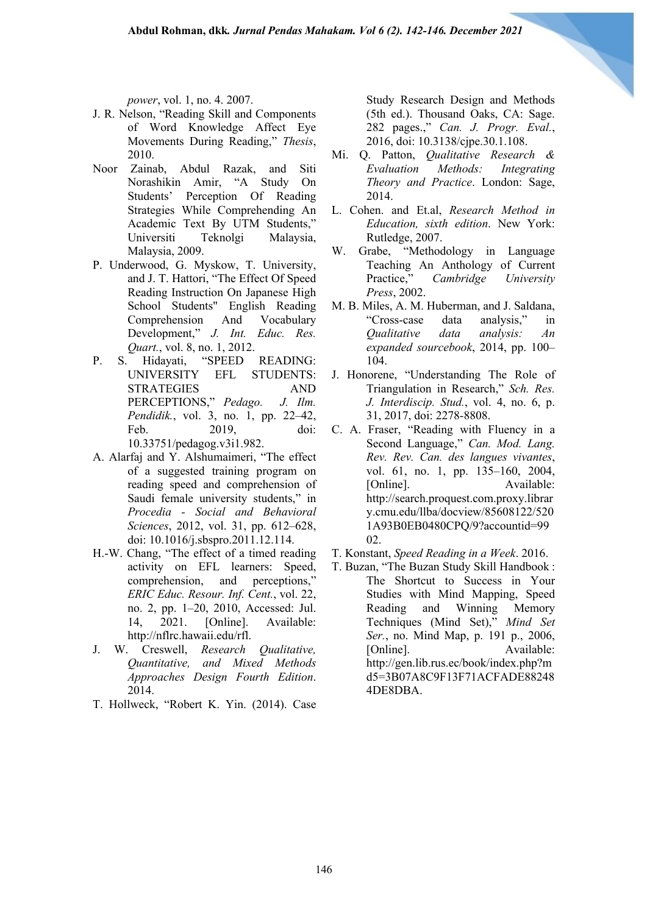*power*, vol. 1, no. 4. 2007.

J. R. Nelson, "Reading Skill and Components of Word Knowledge Affect Eye Movements During Reading," *Thesis*, 2010.

Noor Zainab, Abdul Razak, and Siti Norashikin Amir, "A Study On Students' Perception Of Reading Strategies While Comprehending An Academic Text By UTM Students," Universiti Teknolgi Malaysia, Malaysia, 2009.

P. Underwood, G. Myskow, T. University, and J. T. Hattori, "The Effect Of Speed Reading Instruction On Japanese High School Students" English Reading Comprehension And Vocabulary Development," *J. Int. Educ. Res. Quart.*, vol. 8, no. 1, 2012.

P. S. Hidayati, "SPEED READING: UNIVERSITY EFL STUDENTS: STRATEGIES AND PERCEPTIONS," *Pedago. J. Ilm. Pendidik.*, vol. 3, no. 1, pp. 22–42, Feb. 2019, doi: 10.33751/pedagog.v3i1.982.

A. Alarfaj and Y. Alshumaimeri, "The effect of a suggested training program on reading speed and comprehension of Saudi female university students," in *Procedia - Social and Behavioral Sciences*, 2012, vol. 31, pp. 612–628, doi: 10.1016/j.sbspro.2011.12.114.

H.-W. Chang, "The effect of a timed reading activity on EFL learners: Speed, comprehension, and perceptions," *ERIC Educ. Resour. Inf. Cent.*, vol. 22, no. 2, pp. 1–20, 2010, Accessed: Jul. 14, 2021. [Online]. Available: http://nflrc.hawaii.edu/rfl.

J. W. Creswell, *Research Qualitative, Quantitative, and Mixed Methods Approaches Design Fourth Edition*. 2014.

T. Hollweck, "Robert K. Yin. (2014). Case Study Research Design and Methods (5th ed.). Thousand Oaks, CA: Sage. 282 pages.," *Can. J. Progr. Eval.*, 2016, doi: 10.3138/cjpe.30.1.108.

Mi. Q. Patton, *Qualitative Research & Evaluation Methods: Integrating Theory and Practice*. London: Sage, 2014.

L. Cohen. and Et.al, *Research Method in Education, sixth edition*. New York: Rutledge, 2007.

W. Grabe, "Methodology in Language Teaching An Anthology of Current Practice," *Cambridge University Press*, 2002.

M. B. Miles, A. M. Huberman, and J. Saldana, "Cross-case data analysis," in *Qualitative data analysis: An expanded sourcebook*, 2014, pp. 100–104.

J. Honorene, "Understanding The Role of Triangulation in Research," *Sch. Res. J. Interdiscip. Stud.*, vol. 4, no. 6, p. 31, 2017, doi: 2278-8808.

C. A. Fraser, "Reading with Fluency in a Second Language," *Can. Mod. Lang. Rev. Rev. Can. des langues vivantes*, vol. 61, no. 1, pp. 135–160, 2004, [Online]. Available: http://search.proquest.com.proxy.library.cmu.edu/llba/docview/85608122/5201A93B0EB0480CPQ/9?accountid=9902.

T. Konstant, *Speed Reading in a Week*. 2016.

T. Buzan, "The Buzan Study Skill Handbook : The Shortcut to Success in Your Studies with Mind Mapping, Speed Reading and Winning Memory Techniques (Mind Set)," *Mind Set Ser.*, no. Mind Map, p. 191 p., 2006, [Online]. Available: http://gen.lib.rus.ec/book/index.php?md5=3B07A8C9F13F71ACFADE882484DE8DBA.